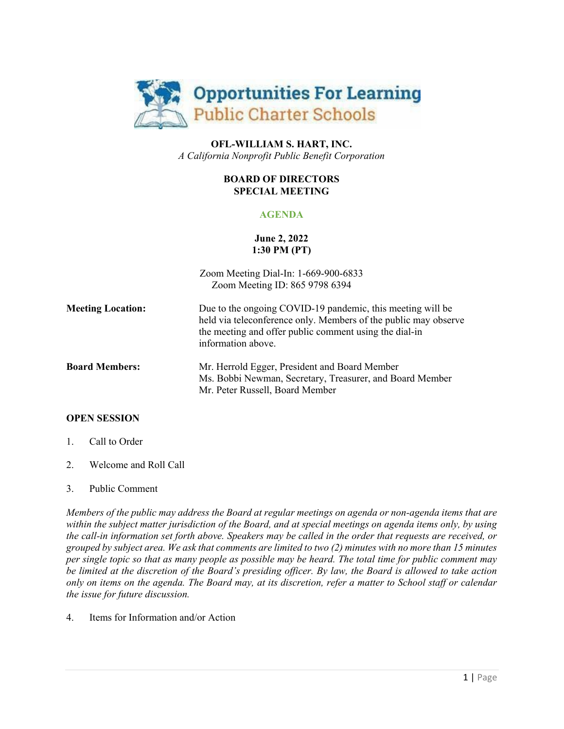Opportunities For Learning
Public Charter Schools

**OFL-WILLIAM S. HART, INC.**
*A California Nonprofit Public Benefit Corporation*

**BOARD OF DIRECTORS**
**SPECIAL MEETING**

**AGENDA**

**June 2, 2022**
**1:30 PM (PT)**

Zoom Meeting Dial-In: 1-669-900-6833
Zoom Meeting ID: 865 9798 6394

**Meeting Location:** Due to the ongoing COVID-19 pandemic, this meeting will be held via teleconference only. Members of the public may observe the meeting and offer public comment using the dial-in information above.

**Board Members:**
Mr. Herrold Egger, President and Board Member
Ms. Bobbi Newman, Secretary, Treasurer, and Board Member
Mr. Peter Russell, Board Member

**OPEN SESSION**

1. Call to Order
2. Welcome and Roll Call
3. Public Comment

*Members of the public may address the Board at regular meetings on agenda or non-agenda items that are within the subject matter jurisdiction of the Board, and at special meetings on agenda items only, by using the call-in information set forth above. Speakers may be called in the order that requests are received, or grouped by subject area. We ask that comments are limited to two (2) minutes with no more than 15 minutes per single topic so that as many people as possible may be heard. The total time for public comment may be limited at the discretion of the Board's presiding officer. By law, the Board is allowed to take action only on items on the agenda. The Board may, at its discretion, refer a matter to School staff or calendar the issue for future discussion.*

4. Items for Information and/or Action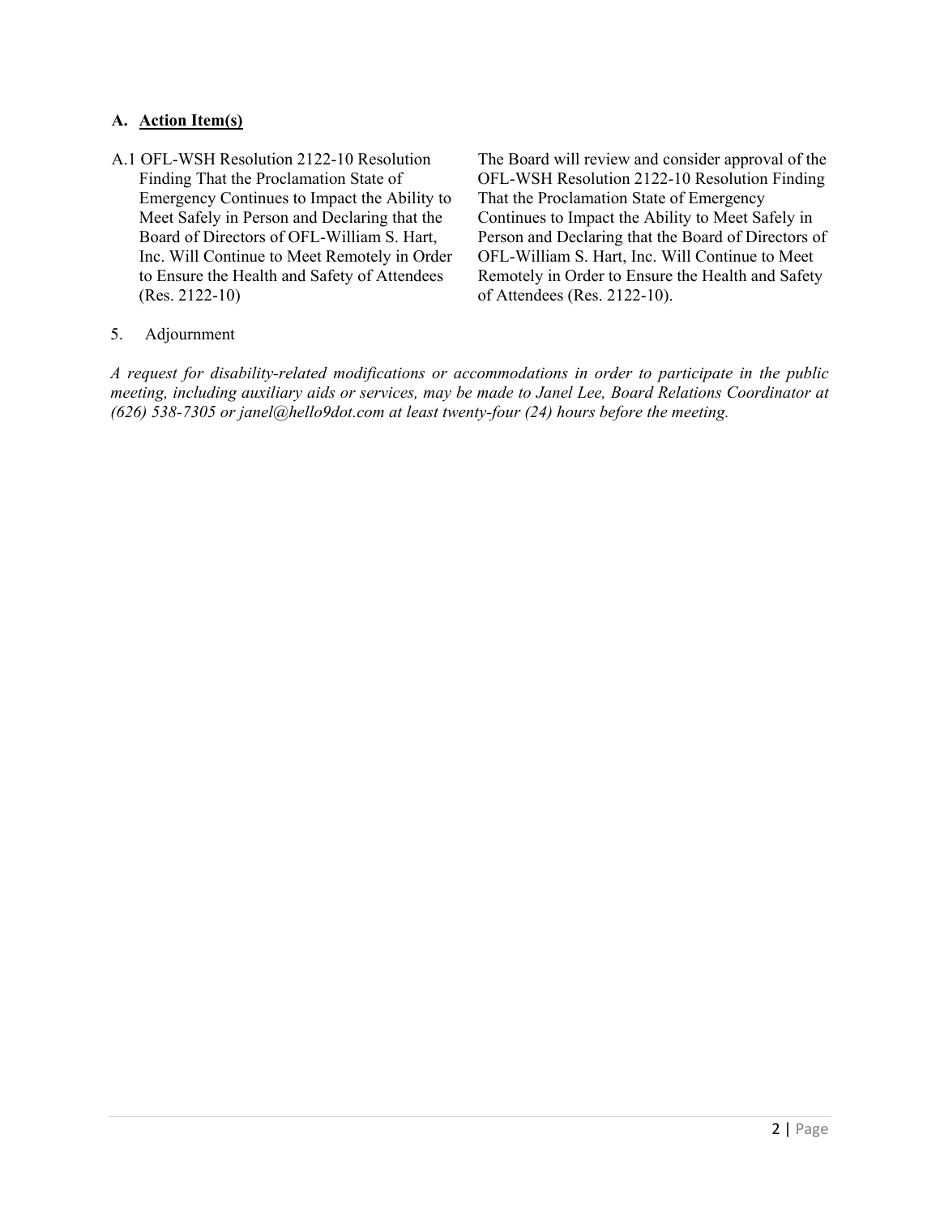## A. Action Item(s)

| | |
|---|---|
| A.1 OFL-WSH Resolution 2122-10 Resolution Finding That the Proclamation State of Emergency Continues to Impact the Ability to Meet Safely in Person and Declaring that the Board of Directors of OFL-William S. Hart, Inc. Will Continue to Meet Remotely in Order to Ensure the Health and Safety of Attendees (Res. 2122-10) | The Board will review and consider approval of the OFL-WSH Resolution 2122-10 Resolution Finding That the Proclamation State of Emergency Continues to Impact the Ability to Meet Safely in Person and Declaring that the Board of Directors of OFL-William S. Hart, Inc. Will Continue to Meet Remotely in Order to Ensure the Health and Safety of Attendees (Res. 2122-10). |

5. Adjournment

*A request for disability-related modifications or accommodations in order to participate in the public meeting, including auxiliary aids or services, may be made to Janel Lee, Board Relations Coordinator at (626) 538-7305 or janel@hello9dot.com at least twenty-four (24) hours before the meeting.*